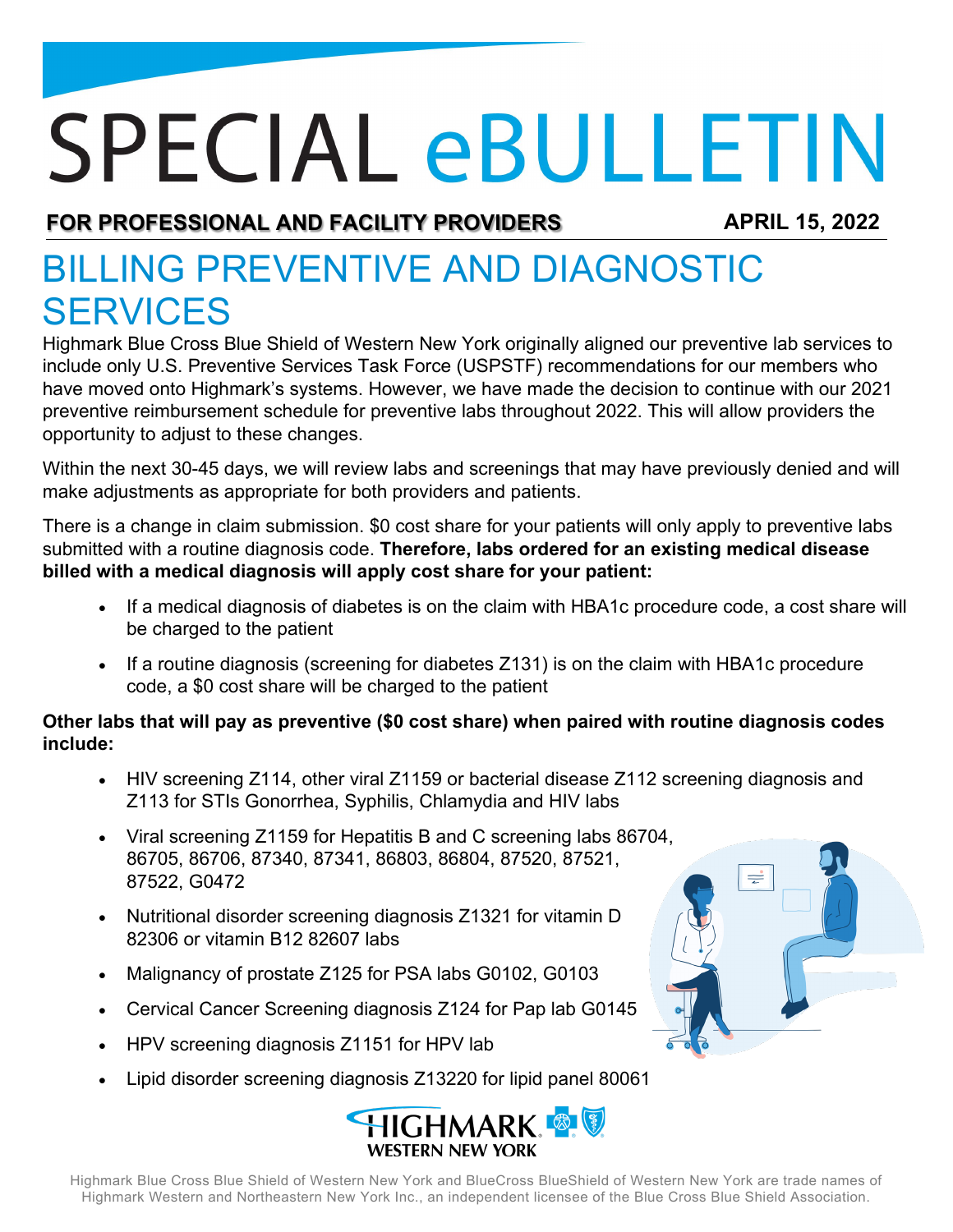# SPECIAL eBULLETIN

**FOR PROFESSIONAL AND FACILITY PROVIDERS** **APRIL 15, 2022**

## BILLING PREVENTIVE AND DIAGNOSTIC SERVICES

Highmark Blue Cross Blue Shield of Western New York originally aligned our preventive lab services to include only U.S. Preventive Services Task Force (USPSTF) recommendations for our members who have moved onto Highmark's systems. However, we have made the decision to continue with our 2021 preventive reimbursement schedule for preventive labs throughout 2022. This will allow providers the opportunity to adjust to these changes.

Within the next 30-45 days, we will review labs and screenings that may have previously denied and will make adjustments as appropriate for both providers and patients.

There is a change in claim submission. $0 cost share for your patients will only apply to preventive labs submitted with a routine diagnosis code. **Therefore, labs ordered for an existing medical disease billed with a medical diagnosis will apply cost share for your patient:**

- If a medical diagnosis of diabetes is on the claim with HBA1c procedure code, a cost share will be charged to the patient
- If a routine diagnosis (screening for diabetes Z131) is on the claim with HBA1c procedure code, a $0 cost share will be charged to the patient

**Other labs that will pay as preventive ($0 cost share) when paired with routine diagnosis codes include:**

- HIV screening Z114, other viral Z1159 or bacterial disease Z112 screening diagnosis and Z113 for STIs Gonorrhea, Syphilis, Chlamydia and HIV labs
- Viral screening Z1159 for Hepatitis B and C screening labs 86704, 86705, 86706, 87340, 87341, 86803, 86804, 87520, 87521, 87522, G0472
- Nutritional disorder screening diagnosis Z1321 for vitamin D 82306 or vitamin B12 82607 labs
- Malignancy of prostate Z125 for PSA labs G0102, G0103
- Cervical Cancer Screening diagnosis Z124 for Pap lab G0145
- HPV screening diagnosis Z1151 for HPV lab
- Lipid disorder screening diagnosis Z13220 for lipid panel 80061

HIGHMARK WESTERN NEW YORK

Highmark Blue Cross Blue Shield of Western New York and BlueCross BlueShield of Western New York are trade names of Highmark Western and Northeastern New York Inc., an independent licensee of the Blue Cross Blue Shield Association.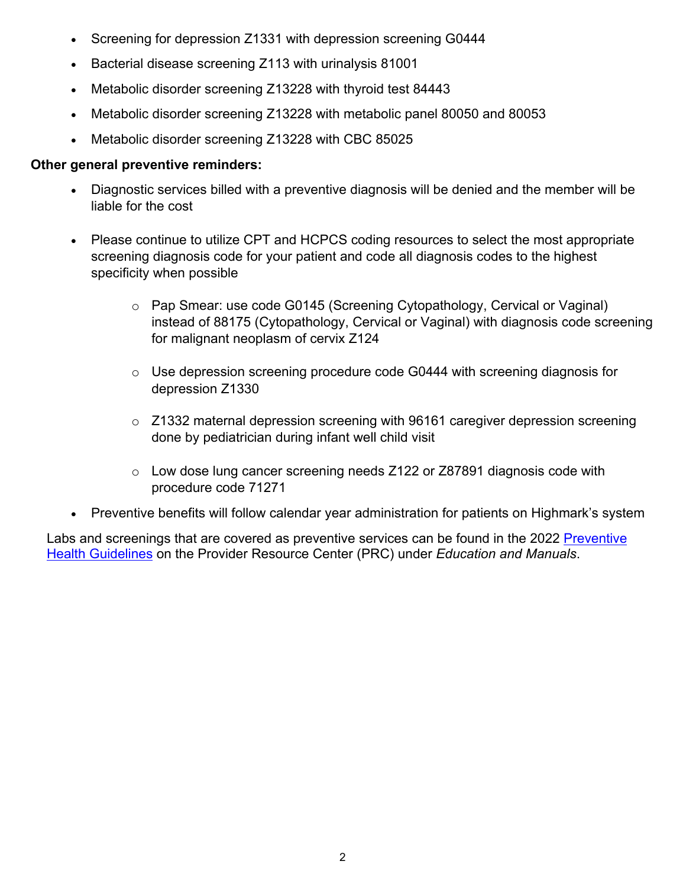- Screening for depression Z1331 with depression screening G0444
- Bacterial disease screening Z113 with urinalysis 81001
- Metabolic disorder screening Z13228 with thyroid test 84443
- Metabolic disorder screening Z13228 with metabolic panel 80050 and 80053
- Metabolic disorder screening Z13228 with CBC 85025

**Other general preventive reminders:**

- Diagnostic services billed with a preventive diagnosis will be denied and the member will be liable for the cost

- Please continue to utilize CPT and HCPCS coding resources to select the most appropriate screening diagnosis code for your patient and code all diagnosis codes to the highest specificity when possible

    - Pap Smear: use code G0145 (Screening Cytopathology, Cervical or Vaginal) instead of 88175 (Cytopathology, Cervical or Vaginal) with diagnosis code screening for malignant neoplasm of cervix Z124

    - Use depression screening procedure code G0444 with screening diagnosis for depression Z1330

    - Z1332 maternal depression screening with 96161 caregiver depression screening done by pediatrician during infant well child visit

    - Low dose lung cancer screening needs Z122 or Z87891 diagnosis code with procedure code 71271

- Preventive benefits will follow calendar year administration for patients on Highmark's system

Labs and screenings that are covered as preventive services can be found in the 2022 Preventive Health Guidelines on the Provider Resource Center (PRC) under *Education and Manuals*.